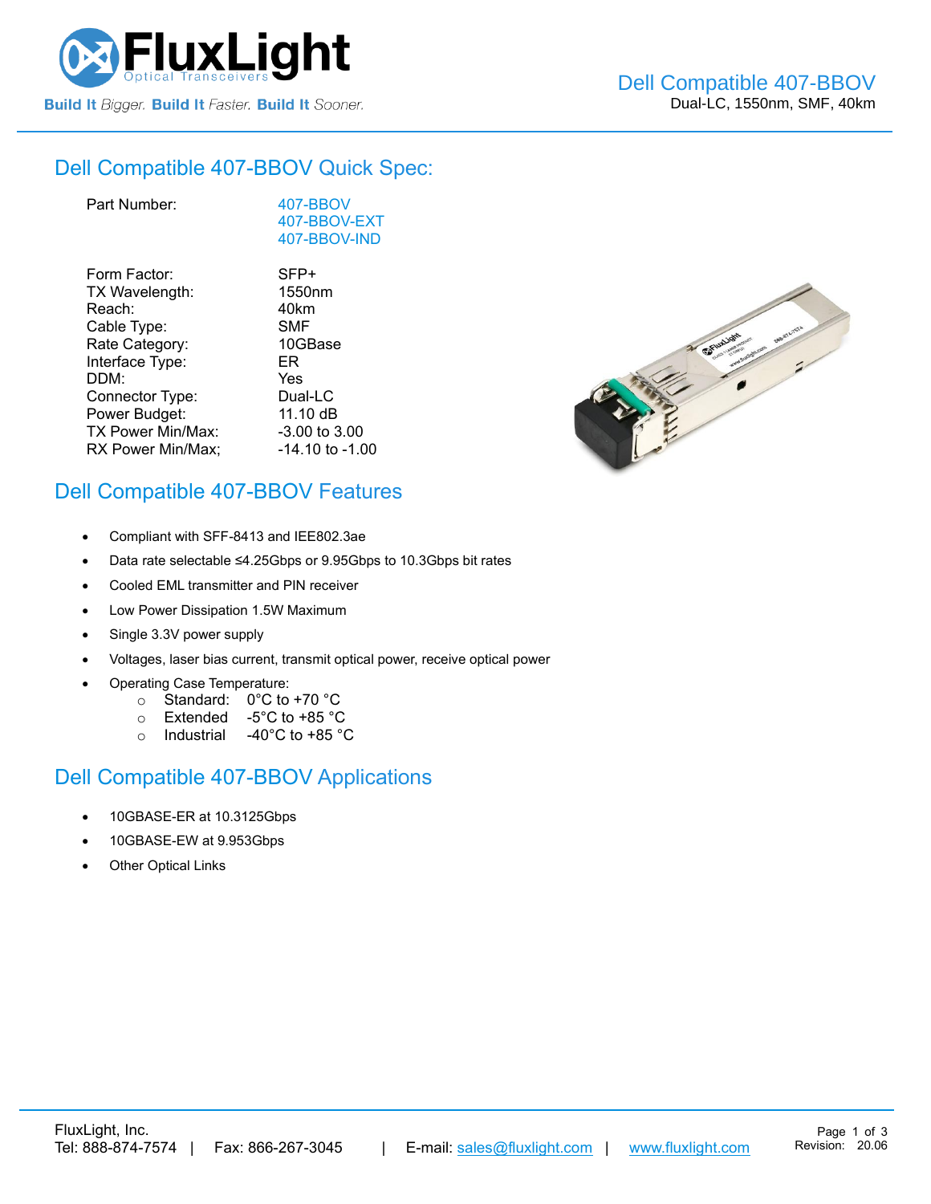# Dell Compatible 407-BBOV

Dual-LC, 1550nm, SMF, 40km

## Dell Compatible 407-BBOV Quick Spec:

| | |
|---|---|
| Part Number: | 407-BBOV<br>407-BBOV-EXT<br>407-BBOV-IND |
| Form Factor: | SFP+ |
| TX Wavelength: | 1550nm |
| Reach: | 40km |
| Cable Type: | SMF |
| Rate Category: | 10GBase |
| Interface Type: | ER |
| DDM: | Yes |
| Connector Type: | Dual-LC |
| Power Budget: | 11.10 dB |
| TX Power Min/Max: | -3.00 to 3.00 |
| RX Power Min/Max; | -14.10 to -1.00 |

## Dell Compatible 407-BBOV Features

- Compliant with SFF-8413 and IEEE802.3ae
- Data rate selectable ≤4.25Gbps or 9.95Gbps to 10.3Gbps bit rates
- Cooled EML transmitter and PIN receiver
- Low Power Dissipation 1.5W Maximum
- Single 3.3V power supply
- Voltages, laser bias current, transmit optical power, receive optical power
- Operating Case Temperature:
  - Standard: 0°C to +70 °C
  - Extended -5°C to +85 °C
  - Industrial -40°C to +85 °C

## Dell Compatible 407-BBOV Applications

- 10GBASE-ER at 10.3125Gbps
- 10GBASE-EW at 9.953Gbps
- Other Optical Links

FluxLight, Inc.
Tel: 888-874-7574 | Fax: 866-267-3045 | E-mail: sales@fluxlight.com | www.fluxlight.com

Revision: 20.06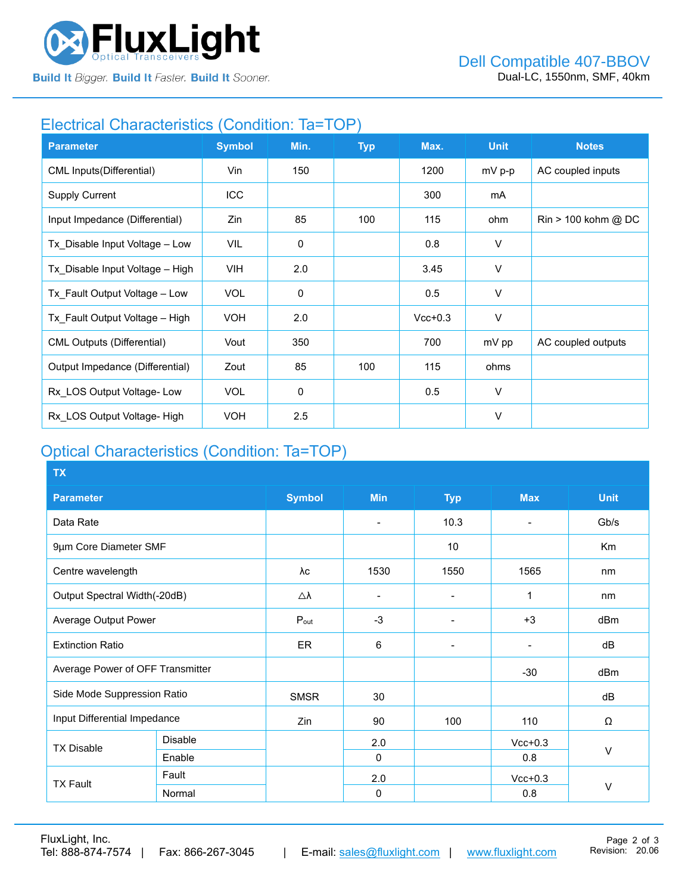## Electrical Characteristics (Condition: Ta=TOP)

| Parameter | Symbol | Min. | Typ | Max. | Unit | Notes |
|---|---|---|---|---|---|---|
| CML Inputs(Differential) | Vin | 150 | | 1200 | mV p-p | AC coupled inputs |
| Supply Current | ICC | | | 300 | mA | |
| Input Impedance (Differential) | Zin | 85 | 100 | 115 | ohm | Rin > 100 kohm @ DC |
| Tx_Disable Input Voltage – Low | VIL | 0 | | 0.8 | V | |
| Tx_Disable Input Voltage – High | VIH | 2.0 | | 3.45 | V | |
| Tx_Fault Output Voltage – Low | VOL | 0 | | 0.5 | V | |
| Tx_Fault Output Voltage – High | VOH | 2.0 | | Vcc+0.3 | V | |
| CML Outputs (Differential) | Vout | 350 | | 700 | mV pp | AC coupled outputs |
| Output Impedance (Differential) | Zout | 85 | 100 | 115 | ohms | |
| Rx_LOS Output Voltage- Low | VOL | 0 | | 0.5 | V | |
| Rx_LOS Output Voltage- High | VOH | 2.5 | | | V | |

## Optical Characteristics (Condition: Ta=TOP)

| TX | | | | | | |
|---|---|---|---|---|---|---|
| **Parameter** | | **Symbol** | **Min** | **Typ** | **Max** | **Unit** |
| Data Rate | | | - | 10.3 | - | Gb/s |
| 9µm Core Diameter SMF | | | | 10 | | Km |
| Centre wavelength | | λc | 1530 | 1550 | 1565 | nm |
| Output Spectral Width(-20dB) | | △λ | - | - | 1 | nm |
| Average Output Power | | $P_{out}$ | -3 | - | +3 | dBm |
| Extinction Ratio | | ER | 6 | - | - | dB |
| Average Power of OFF Transmitter | | | | | -30 | dBm |
| Side Mode Suppression Ratio | | SMSR | 30 | | | dB |
| Input Differential Impedance | | Zin | 90 | 100 | 110 | Ω |
| TX Disable | Disable | | 2.0 | | Vcc+0.3 | V |
| | Enable | | 0 | | 0.8 | |
| TX Fault | Fault | | 2.0 | | Vcc+0.3 | V |
| | Normal | | 0 | | 0.8 | |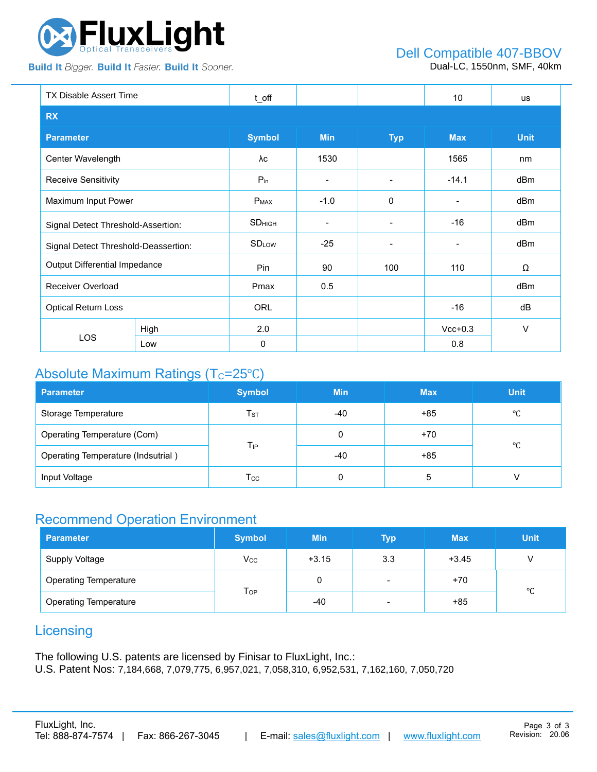| Parameter | | Symbol | Min | Typ | Max | Unit |
|---|---|---|---|---|---|---|
| TX Disable Assert Time | | t_off | | | 10 | us |
| **RX** | | | | | | |
| **Parameter** | | **Symbol** | **Min** | **Typ** | **Max** | **Unit** |
| Center Wavelength | | λc | 1530 | | 1565 | nm |
| Receive Sensitivity | | $P_{in}$ | - | - | -14.1 | dBm |
| Maximum Input Power | | $P_{MAX}$ | -1.0 | 0 | - | dBm |
| Signal Detect Threshold-Assertion: | | $SD_{HIGH}$ | - | - | -16 | dBm |
| Signal Detect Threshold-Deassertion: | | $SD_{LOW}$ | -25 | - | - | dBm |
| Output Differential Impedance | | Pin | 90 | 100 | 110 | Ω |
| Receiver Overload | | Pmax | 0.5 | | | dBm |
| Optical Return Loss | | ORL | | | -16 | dB |
| LOS | High | 2.0 | | | Vcc+0.3 | V |
| | Low | 0 | | | 0.8 | |

## Absolute Maximum Ratings ($T_C$=25℃)

| Parameter | Symbol | Min | Max | Unit |
|---|---|---|---|---|
| Storage Temperature | $T_{ST}$ | -40 | +85 | ℃ |
| Operating Temperature (Com) | $T_{IP}$ | 0 | +70 | ℃ |
| Operating Temperature (Indsutrial ) | | -40 | +85 | |
| Input Voltage | $T_{CC}$ | 0 | 5 | V |

## Recommend Operation Environment

| Parameter | Symbol | Min | Typ | Max | Unit |
|---|---|---|---|---|---|
| Supply Voltage | $V_{CC}$ | +3.15 | 3.3 | +3.45 | V |
| Operating Temperature | $T_{OP}$ | 0 | - | +70 | ℃ |
| Operating Temperature | | -40 | - | +85 | |

## Licensing

The following U.S. patents are licensed by Finisar to FluxLight, Inc.:
U.S. Patent Nos: 7,184,668, 7,079,775, 6,957,021, 7,058,310, 6,952,531, 7,162,160, 7,050,720